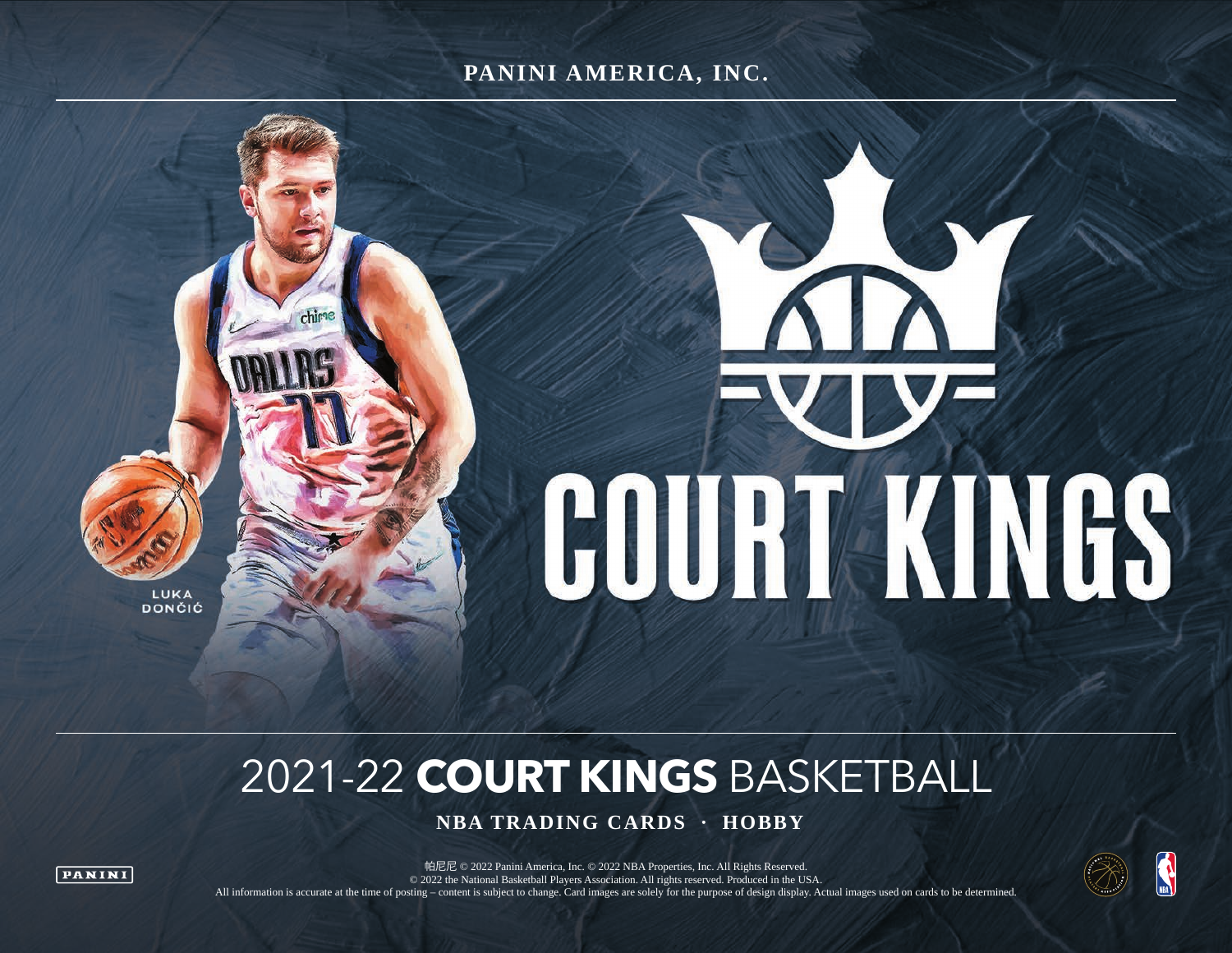PANINI AMERICA, INC.

LUKA DONČIĆ

# COURT KINGS

## 2021-22 **COURT KINGS** BASKETBALL

**NBA TRADING CARDS · HOBBY**

PANINI

帕尼尼 © 2022 Panini America, Inc. © 2022 NBA Properties, Inc. All Rights Reserved.
© 2022 the National Basketball Players Association. All rights reserved. Produced in the USA.
All information is accurate at the time of posting – content is subject to change. Card images are solely for the purpose of design display. Actual images used on cards to be determined.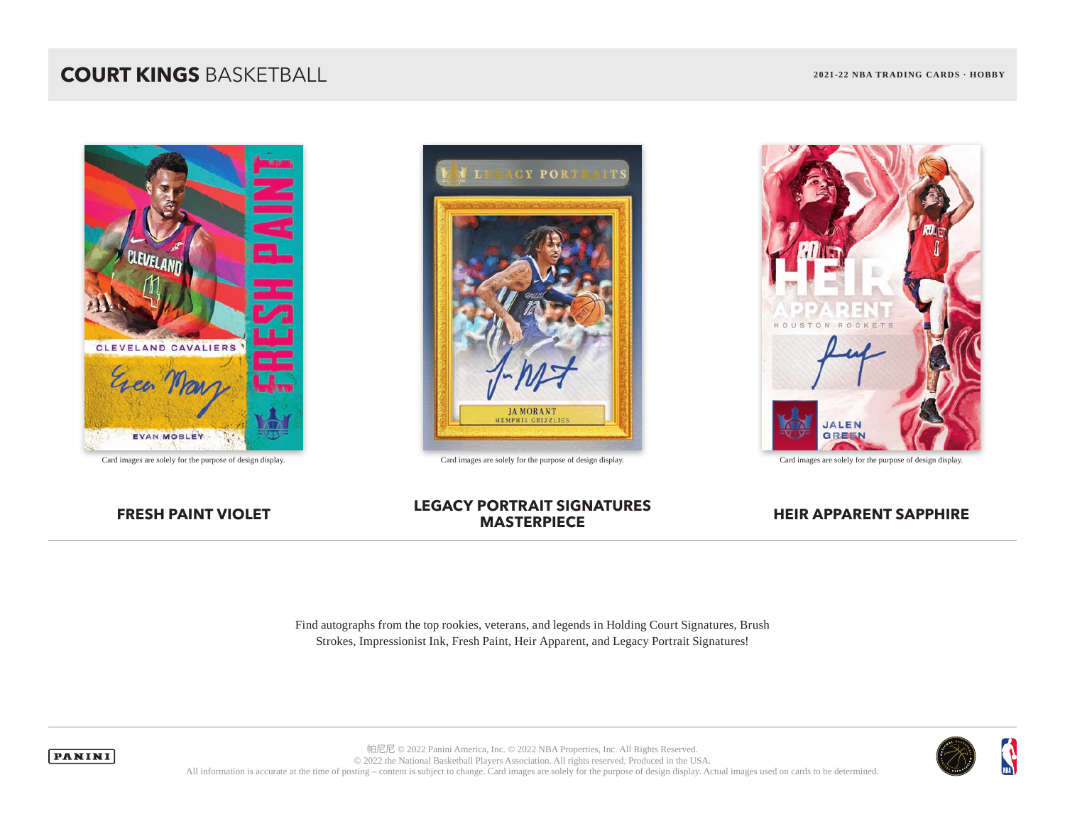# **COURT KINGS** BASKETBALL

**2021-22 NBA TRADING CARDS · HOBBY**

Card images are solely for the purpose of design display.

Card images are solely for the purpose of design display.

Card images are solely for the purpose of design display.

## FRESH PAINT VIOLET

## LEGACY PORTRAIT SIGNATURES MASTERPIECE

## HEIR APPARENT SAPPHIRE

Find autographs from the top rookies, veterans, and legends in Holding Court Signatures, Brush Strokes, Impressionist Ink, Fresh Paint, Heir Apparent, and Legacy Portrait Signatures!

帕尼尼 © 2022 Panini America, Inc. © 2022 NBA Properties, Inc. All Rights Reserved.
© 2022 the National Basketball Players Association. All rights reserved. Produced in the USA.
All information is accurate at the time of posting – content is subject to change. Card images are solely for the purpose of design display. Actual images used on cards to be determined.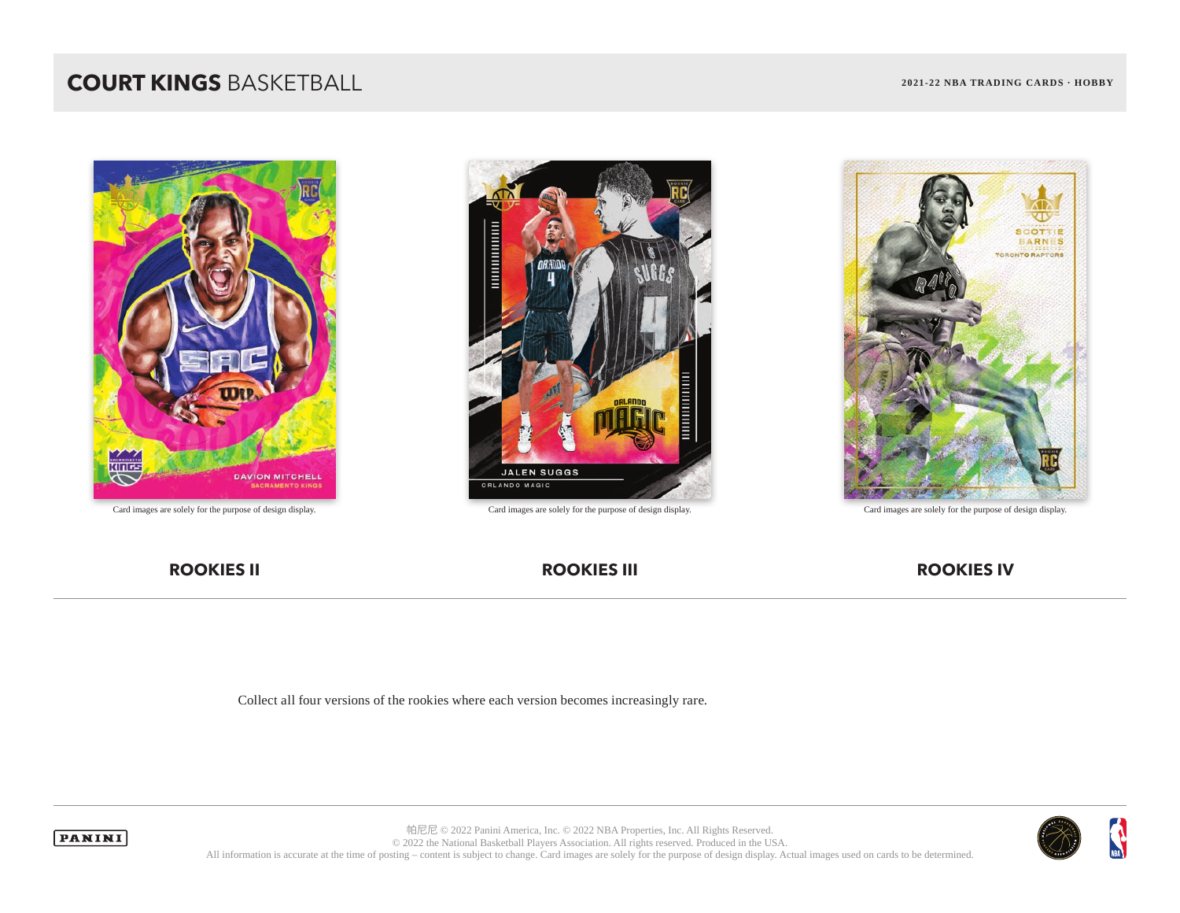# COURT KINGS BASKETBALL

**2021-22 NBA TRADING CARDS · HOBBY**

Card images are solely for the purpose of design display.

Card images are solely for the purpose of design display.

Card images are solely for the purpose of design display.

**ROOKIES II** | **ROOKIES III** | **ROOKIES IV**

Collect all four versions of the rookies where each version becomes increasingly rare.

帕尼尼 © 2022 Panini America, Inc. © 2022 NBA Properties, Inc. All Rights Reserved.
© 2022 the National Basketball Players Association. All rights reserved. Produced in the USA.
All information is accurate at the time of posting – content is subject to change. Card images are solely for the purpose of design display. Actual images used on cards to be determined.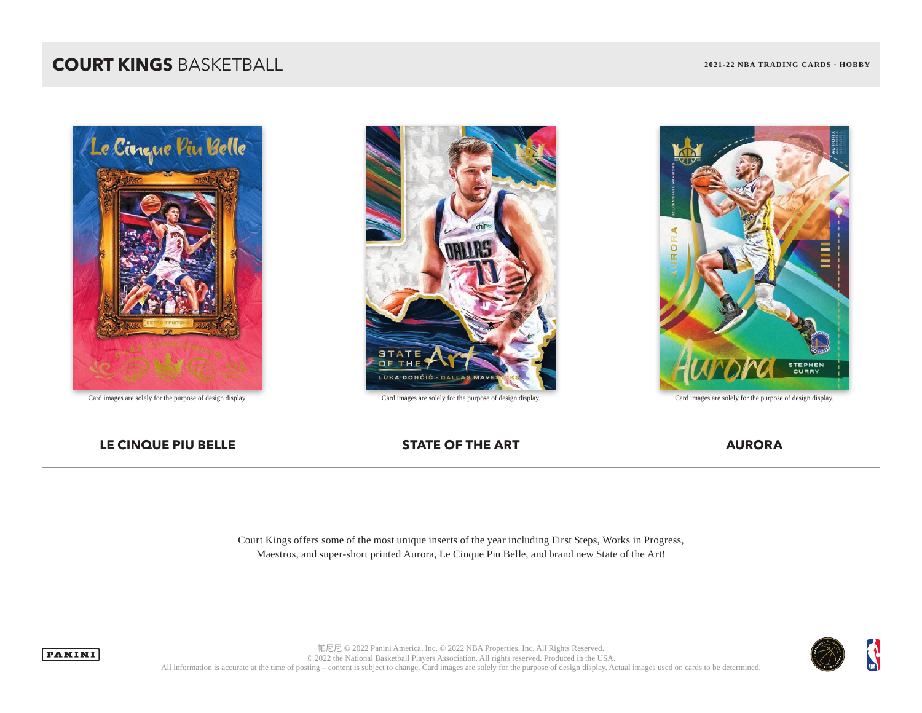# COURT KINGS BASKETBALL

**2021-22 NBA TRADING CARDS · HOBBY**

Card images are solely for the purpose of design display.

Card images are solely for the purpose of design display.

Card images are solely for the purpose of design display.

## LE CINQUE PIU BELLE

## STATE OF THE ART

## AURORA

Court Kings offers some of the most unique inserts of the year including First Steps, Works in Progress, Maestros, and super-short printed Aurora, Le Cinque Piu Belle, and brand new State of the Art!

帕尼尼 © 2022 Panini America, Inc. © 2022 NBA Properties, Inc. All Rights Reserved.
© 2022 the National Basketball Players Association. All rights reserved. Produced in the USA.
All information is accurate at the time of posting – content is subject to change. Card images are solely for the purpose of design display. Actual images used on cards to be determined.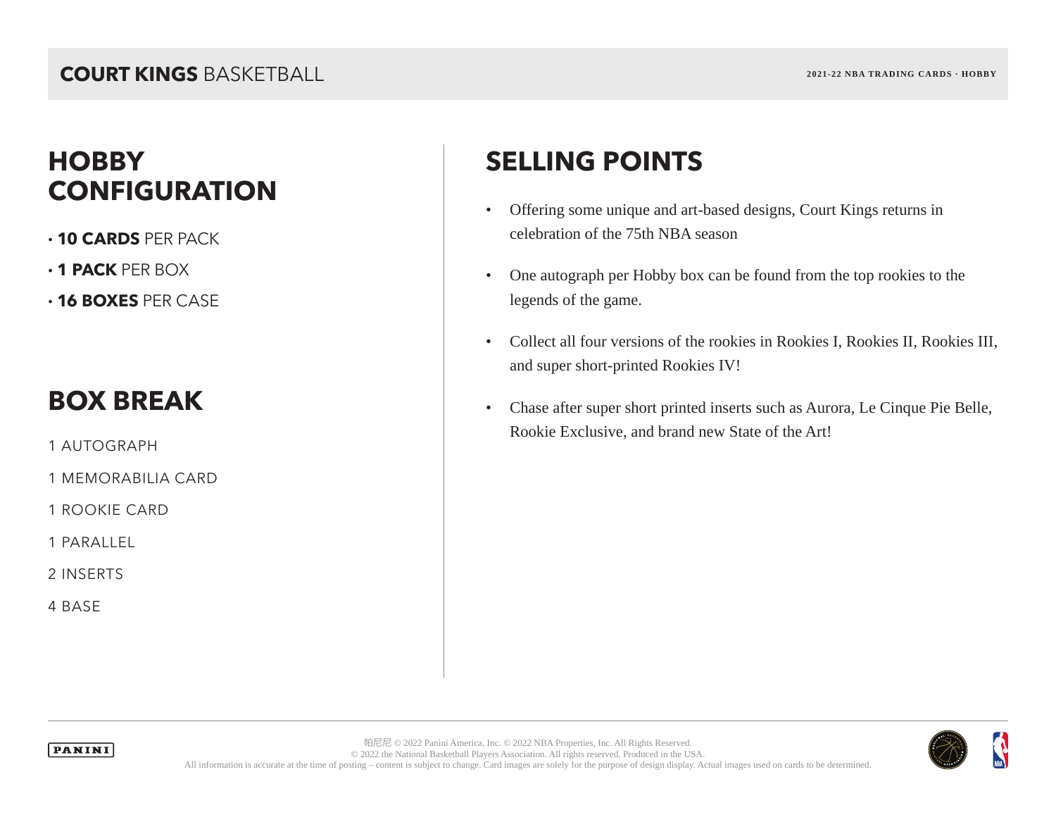## HOBBY CONFIGURATION

- **10 CARDS** PER PACK
- **1 PACK** PER BOX
- **16 BOXES** PER CASE

## BOX BREAK

1 AUTOGRAPH

1 MEMORABILIA CARD

1 ROOKIE CARD

1 PARALLEL

2 INSERTS

4 BASE

## SELLING POINTS

- Offering some unique and art-based designs, Court Kings returns in celebration of the 75th NBA season
- One autograph per Hobby box can be found from the top rookies to the legends of the game.
- Collect all four versions of the rookies in Rookies I, Rookies II, Rookies III, and super short-printed Rookies IV!
- Chase after super short printed inserts such as Aurora, Le Cinque Pie Belle, Rookie Exclusive, and brand new State of the Art!

帕尼尼 © 2022 Panini America, Inc. © 2022 NBA Properties, Inc. All Rights Reserved.
© 2022 the National Basketball Players Association. All rights reserved. Produced in the USA.
All information is accurate at the time of posting – content is subject to change. Card images are solely for the purpose of design display. Actual images used on cards to be determined.